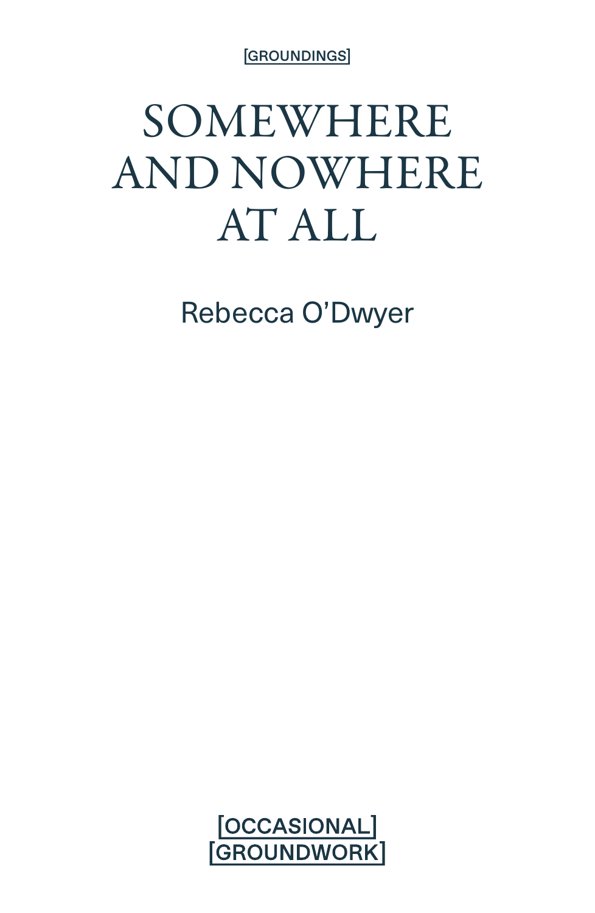[GROUNDINGS]

# SOMEWHERE AND NOWHERE AT ALL

Rebecca O'Dwyer

[OCCASIONAL]
[GROUNDWORK]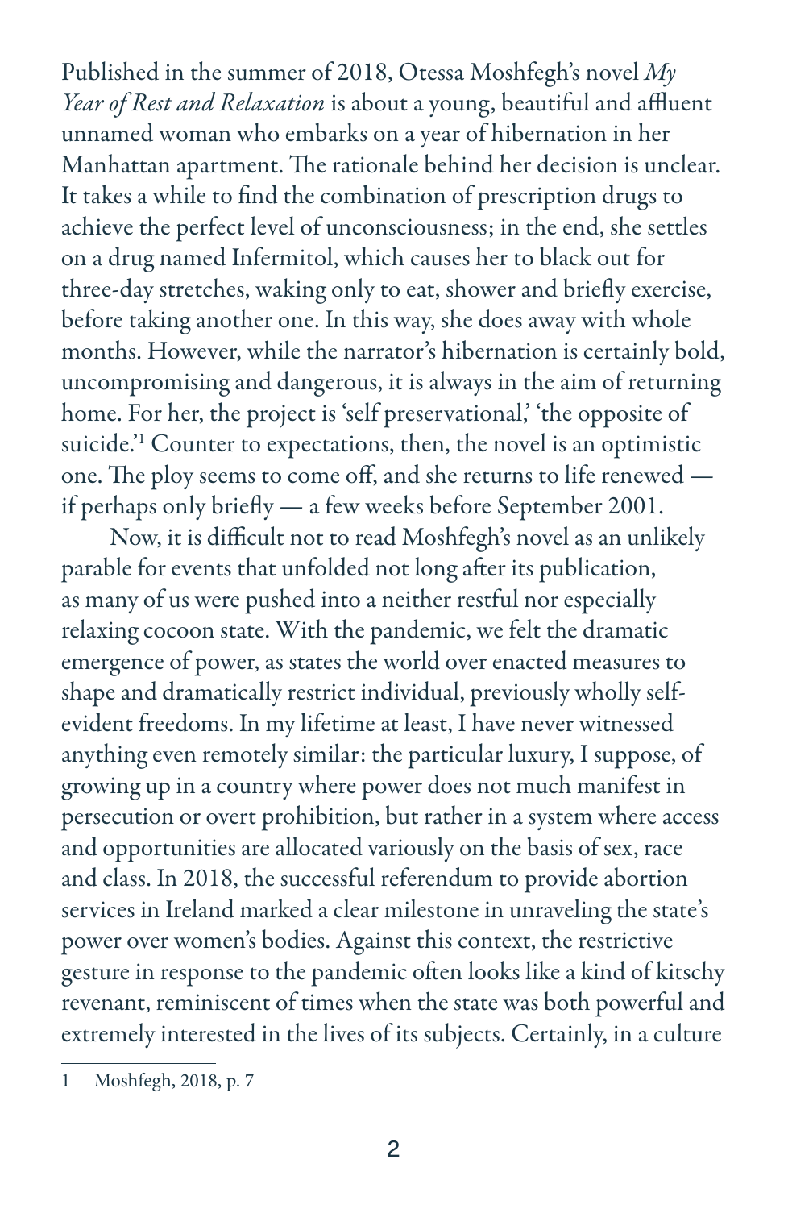Published in the summer of 2018, Otessa Moshfegh's novel *My Year of Rest and Relaxation* is about a young, beautiful and affluent unnamed woman who embarks on a year of hibernation in her Manhattan apartment. The rationale behind her decision is unclear. It takes a while to find the combination of prescription drugs to achieve the perfect level of unconsciousness; in the end, she settles on a drug named Infermitol, which causes her to black out for three-day stretches, waking only to eat, shower and briefly exercise, before taking another one. In this way, she does away with whole months. However, while the narrator's hibernation is certainly bold, uncompromising and dangerous, it is always in the aim of returning home. For her, the project is 'self preservational,' 'the opposite of suicide.'[1] Counter to expectations, then, the novel is an optimistic one. The ploy seems to come off, and she returns to life renewed — if perhaps only briefly — a few weeks before September 2001.

Now, it is difficult not to read Moshfegh's novel as an unlikely parable for events that unfolded not long after its publication, as many of us were pushed into a neither restful nor especially relaxing cocoon state. With the pandemic, we felt the dramatic emergence of power, as states the world over enacted measures to shape and dramatically restrict individual, previously wholly self-evident freedoms. In my lifetime at least, I have never witnessed anything even remotely similar: the particular luxury, I suppose, of growing up in a country where power does not much manifest in persecution or overt prohibition, but rather in a system where access and opportunities are allocated variously on the basis of sex, race and class. In 2018, the successful referendum to provide abortion services in Ireland marked a clear milestone in unraveling the state's power over women's bodies. Against this context, the restrictive gesture in response to the pandemic often looks like a kind of kitschy revenant, reminiscent of times when the state was both powerful and extremely interested in the lives of its subjects. Certainly, in a culture

---

1 Moshfegh, 2018, p. 7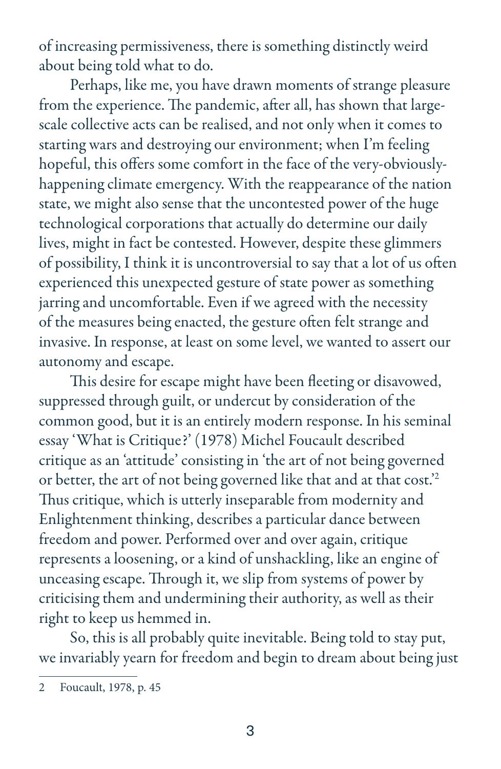of increasing permissiveness, there is something distinctly weird about being told what to do.

Perhaps, like me, you have drawn moments of strange pleasure from the experience. The pandemic, after all, has shown that large-scale collective acts can be realised, and not only when it comes to starting wars and destroying our environment; when I'm feeling hopeful, this offers some comfort in the face of the very-obviously-happening climate emergency. With the reappearance of the nation state, we might also sense that the uncontested power of the huge technological corporations that actually do determine our daily lives, might in fact be contested. However, despite these glimmers of possibility, I think it is uncontroversial to say that a lot of us often experienced this unexpected gesture of state power as something jarring and uncomfortable. Even if we agreed with the necessity of the measures being enacted, the gesture often felt strange and invasive. In response, at least on some level, we wanted to assert our autonomy and escape.

This desire for escape might have been fleeting or disavowed, suppressed through guilt, or undercut by consideration of the common good, but it is an entirely modern response. In his seminal essay 'What is Critique?' (1978) Michel Foucault described critique as an 'attitude' consisting in 'the art of not being governed or better, the art of not being governed like that and at that cost.'[2] Thus critique, which is utterly inseparable from modernity and Enlightenment thinking, describes a particular dance between freedom and power. Performed over and over again, critique represents a loosening, or a kind of unshackling, like an engine of unceasing escape. Through it, we slip from systems of power by criticising them and undermining their authority, as well as their right to keep us hemmed in.

So, this is all probably quite inevitable. Being told to stay put, we invariably yearn for freedom and begin to dream about being just

---

2 Foucault, 1978, p. 45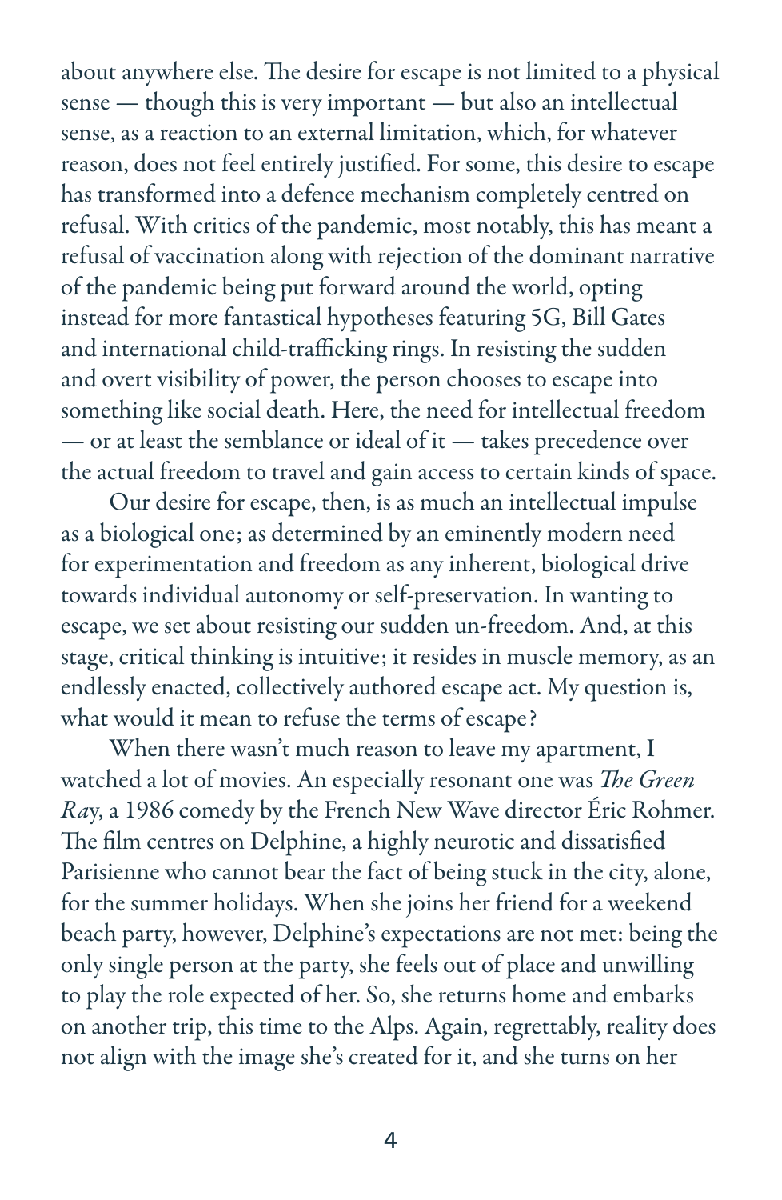about anywhere else. The desire for escape is not limited to a physical sense — though this is very important — but also an intellectual sense, as a reaction to an external limitation, which, for whatever reason, does not feel entirely justified. For some, this desire to escape has transformed into a defence mechanism completely centred on refusal. With critics of the pandemic, most notably, this has meant a refusal of vaccination along with rejection of the dominant narrative of the pandemic being put forward around the world, opting instead for more fantastical hypotheses featuring 5G, Bill Gates and international child-trafficking rings. In resisting the sudden and overt visibility of power, the person chooses to escape into something like social death. Here, the need for intellectual freedom — or at least the semblance or ideal of it — takes precedence over the actual freedom to travel and gain access to certain kinds of space.

Our desire for escape, then, is as much an intellectual impulse as a biological one; as determined by an eminently modern need for experimentation and freedom as any inherent, biological drive towards individual autonomy or self-preservation. In wanting to escape, we set about resisting our sudden un-freedom. And, at this stage, critical thinking is intuitive; it resides in muscle memory, as an endlessly enacted, collectively authored escape act. My question is, what would it mean to refuse the terms of escape?

When there wasn't much reason to leave my apartment, I watched a lot of movies. An especially resonant one was *The Green Ray*, a 1986 comedy by the French New Wave director Éric Rohmer. The film centres on Delphine, a highly neurotic and dissatisfied Parisienne who cannot bear the fact of being stuck in the city, alone, for the summer holidays. When she joins her friend for a weekend beach party, however, Delphine's expectations are not met: being the only single person at the party, she feels out of place and unwilling to play the role expected of her. So, she returns home and embarks on another trip, this time to the Alps. Again, regrettably, reality does not align with the image she's created for it, and she turns on her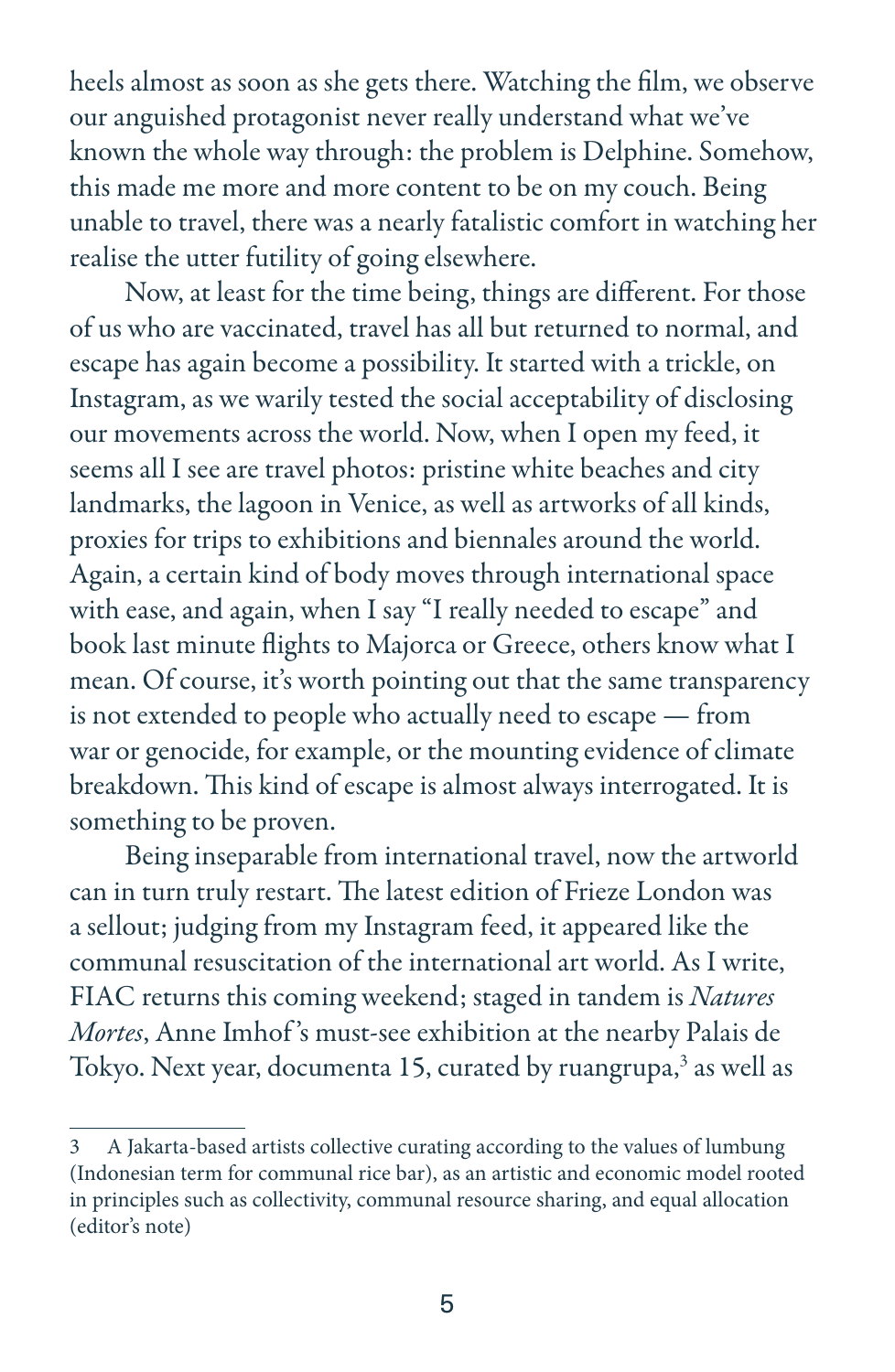heels almost as soon as she gets there. Watching the film, we observe our anguished protagonist never really understand what we've known the whole way through: the problem is Delphine. Somehow, this made me more and more content to be on my couch. Being unable to travel, there was a nearly fatalistic comfort in watching her realise the utter futility of going elsewhere.

Now, at least for the time being, things are different. For those of us who are vaccinated, travel has all but returned to normal, and escape has again become a possibility. It started with a trickle, on Instagram, as we warily tested the social acceptability of disclosing our movements across the world. Now, when I open my feed, it seems all I see are travel photos: pristine white beaches and city landmarks, the lagoon in Venice, as well as artworks of all kinds, proxies for trips to exhibitions and biennales around the world. Again, a certain kind of body moves through international space with ease, and again, when I say "I really needed to escape" and book last minute flights to Majorca or Greece, others know what I mean. Of course, it's worth pointing out that the same transparency is not extended to people who actually need to escape — from war or genocide, for example, or the mounting evidence of climate breakdown. This kind of escape is almost always interrogated. It is something to be proven.

Being inseparable from international travel, now the artworld can in turn truly restart. The latest edition of Frieze London was a sellout; judging from my Instagram feed, it appeared like the communal resuscitation of the international art world. As I write, FIAC returns this coming weekend; staged in tandem is *Natures Mortes*, Anne Imhof's must-see exhibition at the nearby Palais de Tokyo. Next year, documenta 15, curated by ruangrupa,[3] as well as

---

3 A Jakarta-based artists collective curating according to the values of lumbung (Indonesian term for communal rice bar), as an artistic and economic model rooted in principles such as collectivity, communal resource sharing, and equal allocation (editor's note)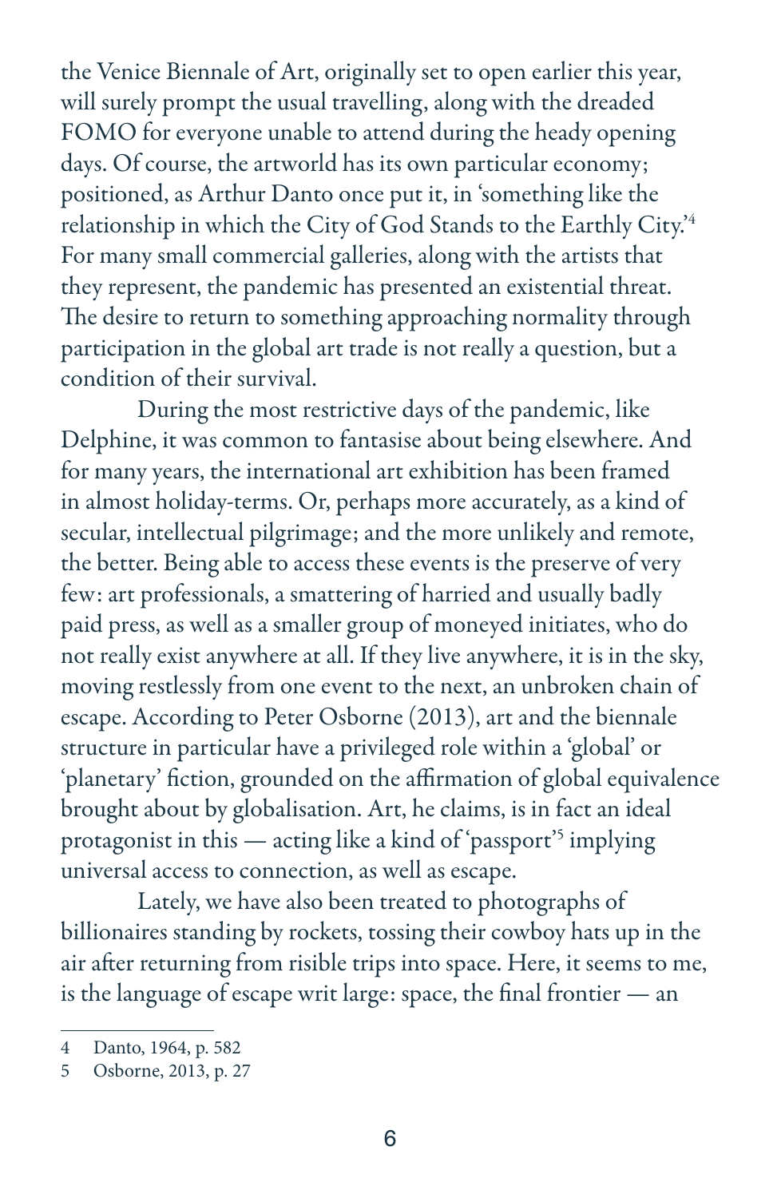the Venice Biennale of Art, originally set to open earlier this year, will surely prompt the usual travelling, along with the dreaded FOMO for everyone unable to attend during the heady opening days. Of course, the artworld has its own particular economy; positioned, as Arthur Danto once put it, in 'something like the relationship in which the City of God Stands to the Earthly City.'[4] For many small commercial galleries, along with the artists that they represent, the pandemic has presented an existential threat. The desire to return to something approaching normality through participation in the global art trade is not really a question, but a condition of their survival.

During the most restrictive days of the pandemic, like Delphine, it was common to fantasise about being elsewhere. And for many years, the international art exhibition has been framed in almost holiday-terms. Or, perhaps more accurately, as a kind of secular, intellectual pilgrimage; and the more unlikely and remote, the better. Being able to access these events is the preserve of very few: art professionals, a smattering of harried and usually badly paid press, as well as a smaller group of moneyed initiates, who do not really exist anywhere at all. If they live anywhere, it is in the sky, moving restlessly from one event to the next, an unbroken chain of escape. According to Peter Osborne (2013), art and the biennale structure in particular have a privileged role within a 'global' or 'planetary' fiction, grounded on the affirmation of global equivalence brought about by globalisation. Art, he claims, is in fact an ideal protagonist in this — acting like a kind of 'passport'[5] implying universal access to connection, as well as escape.

Lately, we have also been treated to photographs of billionaires standing by rockets, tossing their cowboy hats up in the air after returning from risible trips into space. Here, it seems to me, is the language of escape writ large: space, the final frontier — an

---

4 Danto, 1964, p. 582

5 Osborne, 2013, p. 27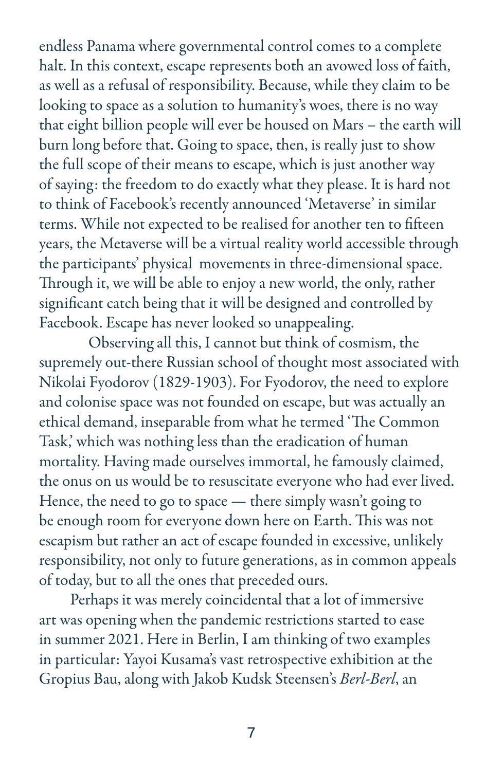endless Panama where governmental control comes to a complete halt. In this context, escape represents both an avowed loss of faith, as well as a refusal of responsibility. Because, while they claim to be looking to space as a solution to humanity's woes, there is no way that eight billion people will ever be housed on Mars – the earth will burn long before that. Going to space, then, is really just to show the full scope of their means to escape, which is just another way of saying: the freedom to do exactly what they please. It is hard not to think of Facebook's recently announced 'Metaverse' in similar terms. While not expected to be realised for another ten to fifteen years, the Metaverse will be a virtual reality world accessible through the participants' physical movements in three-dimensional space. Through it, we will be able to enjoy a new world, the only, rather significant catch being that it will be designed and controlled by Facebook. Escape has never looked so unappealing.

Observing all this, I cannot but think of cosmism, the supremely out-there Russian school of thought most associated with Nikolai Fyodorov (1829-1903). For Fyodorov, the need to explore and colonise space was not founded on escape, but was actually an ethical demand, inseparable from what he termed 'The Common Task,' which was nothing less than the eradication of human mortality. Having made ourselves immortal, he famously claimed, the onus on us would be to resuscitate everyone who had ever lived. Hence, the need to go to space — there simply wasn't going to be enough room for everyone down here on Earth. This was not escapism but rather an act of escape founded in excessive, unlikely responsibility, not only to future generations, as in common appeals of today, but to all the ones that preceded ours.

Perhaps it was merely coincidental that a lot of immersive art was opening when the pandemic restrictions started to ease in summer 2021. Here in Berlin, I am thinking of two examples in particular: Yayoi Kusama's vast retrospective exhibition at the Gropius Bau, along with Jakob Kudsk Steensen's *Berl-Berl*, an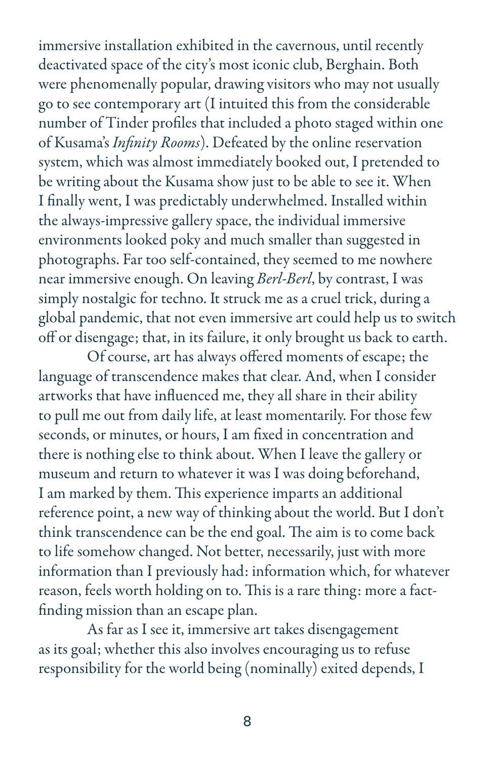immersive installation exhibited in the cavernous, until recently deactivated space of the city's most iconic club, Berghain. Both were phenomenally popular, drawing visitors who may not usually go to see contemporary art (I intuited this from the considerable number of Tinder profiles that included a photo staged within one of Kusama's *Infinity Rooms*). Defeated by the online reservation system, which was almost immediately booked out, I pretended to be writing about the Kusama show just to be able to see it. When I finally went, I was predictably underwhelmed. Installed within the always-impressive gallery space, the individual immersive environments looked poky and much smaller than suggested in photographs. Far too self-contained, they seemed to me nowhere near immersive enough. On leaving *Berl-Berl*, by contrast, I was simply nostalgic for techno. It struck me as a cruel trick, during a global pandemic, that not even immersive art could help us to switch off or disengage; that, in its failure, it only brought us back to earth.

Of course, art has always offered moments of escape; the language of transcendence makes that clear. And, when I consider artworks that have influenced me, they all share in their ability to pull me out from daily life, at least momentarily. For those few seconds, or minutes, or hours, I am fixed in concentration and there is nothing else to think about. When I leave the gallery or museum and return to whatever it was I was doing beforehand, I am marked by them. This experience imparts an additional reference point, a new way of thinking about the world. But I don't think transcendence can be the end goal. The aim is to come back to life somehow changed. Not better, necessarily, just with more information than I previously had: information which, for whatever reason, feels worth holding on to. This is a rare thing: more a fact-finding mission than an escape plan.

As far as I see it, immersive art takes disengagement as its goal; whether this also involves encouraging us to refuse responsibility for the world being (nominally) exited depends, I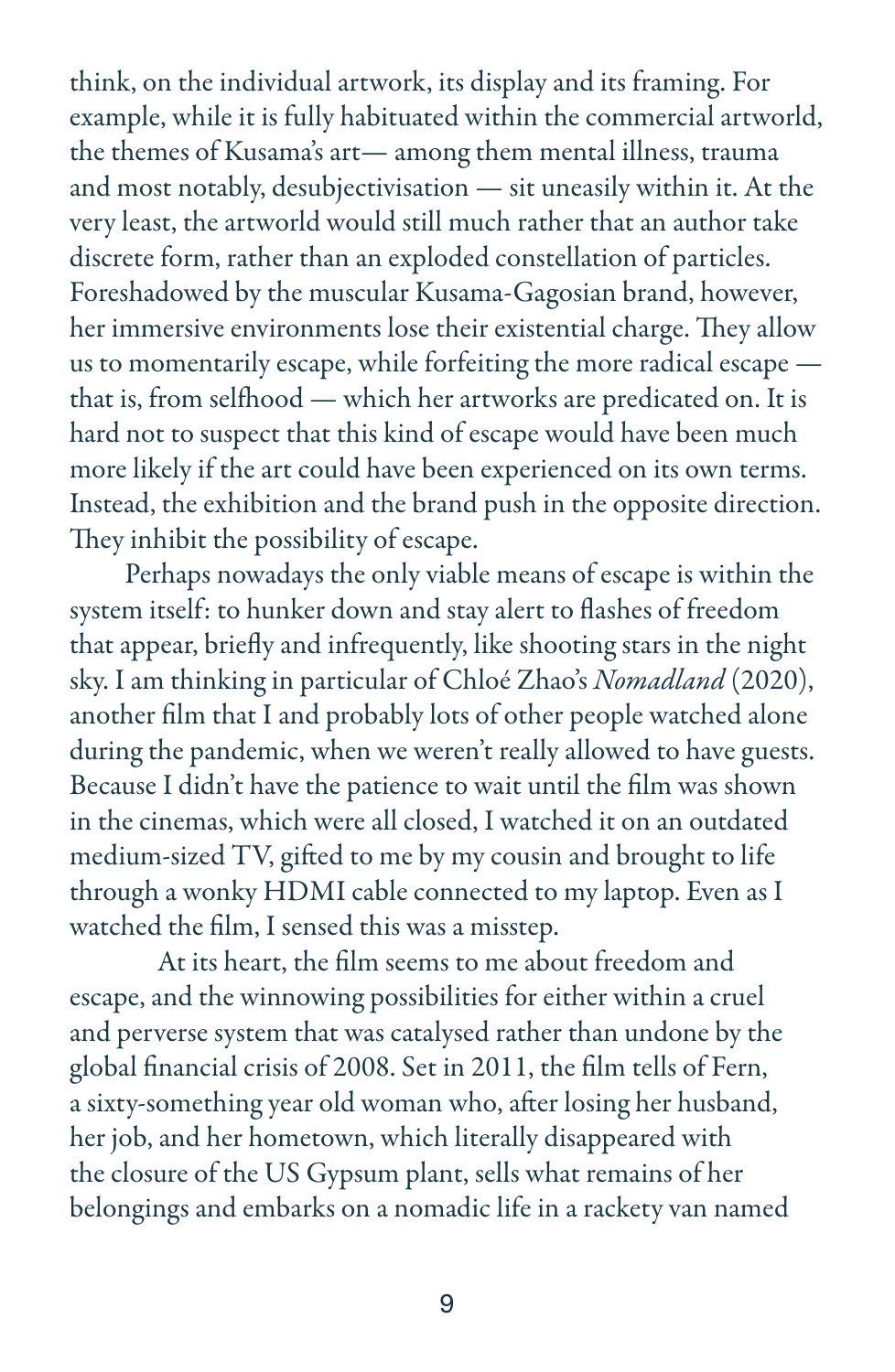think, on the individual artwork, its display and its framing. For example, while it is fully habituated within the commercial artworld, the themes of Kusama's art— among them mental illness, trauma and most notably, desubjectivisation — sit uneasily within it. At the very least, the artworld would still much rather that an author take discrete form, rather than an exploded constellation of particles. Foreshadowed by the muscular Kusama-Gagosian brand, however, her immersive environments lose their existential charge. They allow us to momentarily escape, while forfeiting the more radical escape — that is, from selfhood — which her artworks are predicated on. It is hard not to suspect that this kind of escape would have been much more likely if the art could have been experienced on its own terms. Instead, the exhibition and the brand push in the opposite direction. They inhibit the possibility of escape.

Perhaps nowadays the only viable means of escape is within the system itself: to hunker down and stay alert to flashes of freedom that appear, briefly and infrequently, like shooting stars in the night sky. I am thinking in particular of Chloé Zhao's *Nomadland* (2020), another film that I and probably lots of other people watched alone during the pandemic, when we weren't really allowed to have guests. Because I didn't have the patience to wait until the film was shown in the cinemas, which were all closed, I watched it on an outdated medium-sized TV, gifted to me by my cousin and brought to life through a wonky HDMI cable connected to my laptop. Even as I watched the film, I sensed this was a misstep.

At its heart, the film seems to me about freedom and escape, and the winnowing possibilities for either within a cruel and perverse system that was catalysed rather than undone by the global financial crisis of 2008. Set in 2011, the film tells of Fern, a sixty-something year old woman who, after losing her husband, her job, and her hometown, which literally disappeared with the closure of the US Gypsum plant, sells what remains of her belongings and embarks on a nomadic life in a rackety van named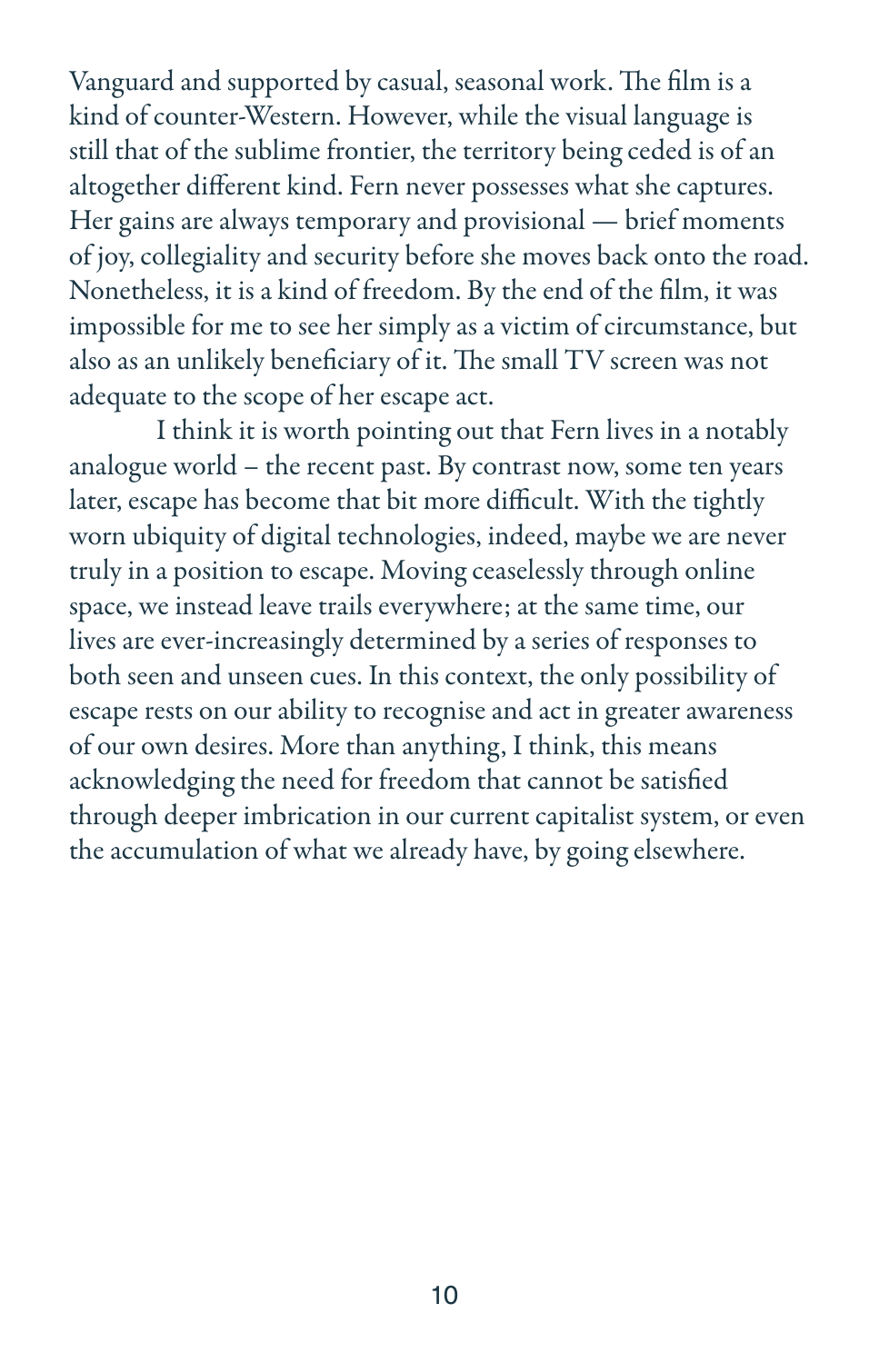Vanguard and supported by casual, seasonal work. The film is a kind of counter-Western. However, while the visual language is still that of the sublime frontier, the territory being ceded is of an altogether different kind. Fern never possesses what she captures. Her gains are always temporary and provisional — brief moments of joy, collegiality and security before she moves back onto the road. Nonetheless, it is a kind of freedom. By the end of the film, it was impossible for me to see her simply as a victim of circumstance, but also as an unlikely beneficiary of it. The small TV screen was not adequate to the scope of her escape act.

I think it is worth pointing out that Fern lives in a notably analogue world – the recent past. By contrast now, some ten years later, escape has become that bit more difficult. With the tightly worn ubiquity of digital technologies, indeed, maybe we are never truly in a position to escape. Moving ceaselessly through online space, we instead leave trails everywhere; at the same time, our lives are ever-increasingly determined by a series of responses to both seen and unseen cues. In this context, the only possibility of escape rests on our ability to recognise and act in greater awareness of our own desires. More than anything, I think, this means acknowledging the need for freedom that cannot be satisfied through deeper imbrication in our current capitalist system, or even the accumulation of what we already have, by going elsewhere.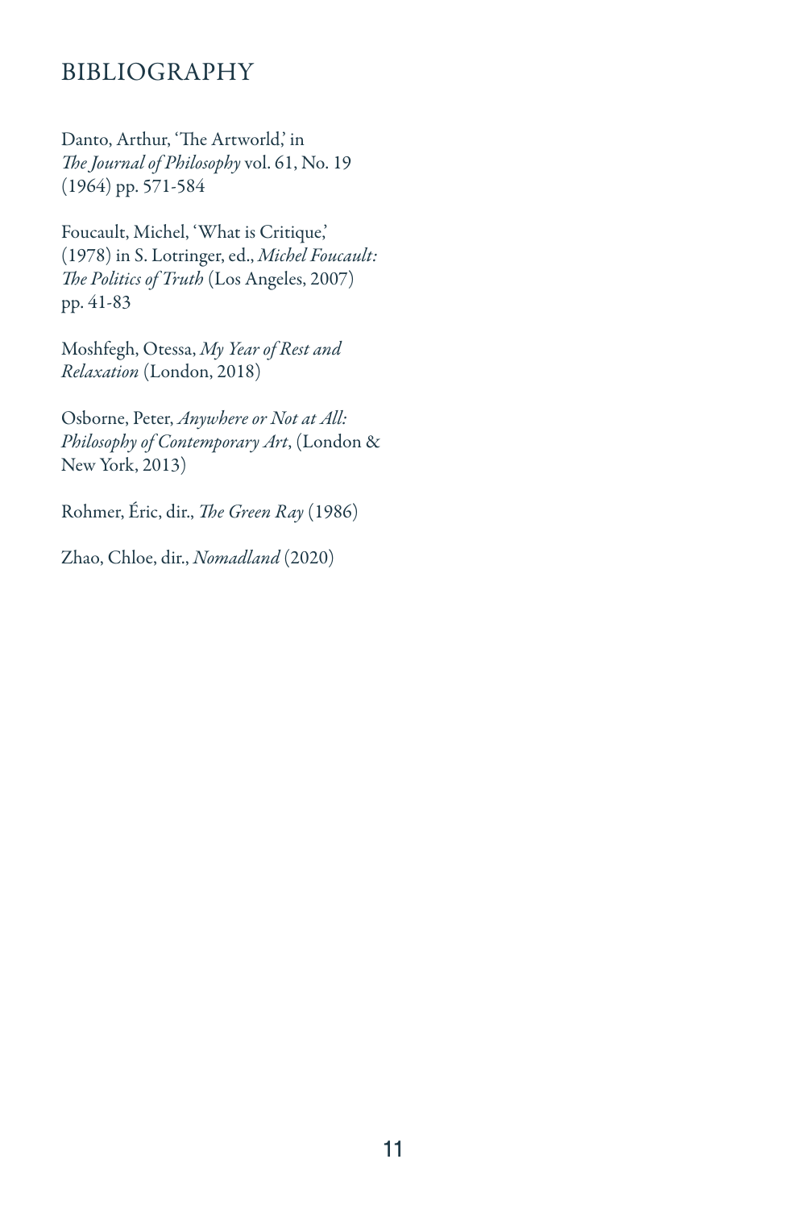# BIBLIOGRAPHY

Danto, Arthur, 'The Artworld,' in *The Journal of Philosophy* vol. 61, No. 19 (1964) pp. 571-584

Foucault, Michel, 'What is Critique,' (1978) in S. Lotringer, ed., *Michel Foucault: The Politics of Truth* (Los Angeles, 2007) pp. 41-83

Moshfegh, Otessa, *My Year of Rest and Relaxation* (London, 2018)

Osborne, Peter, *Anywhere or Not at All: Philosophy of Contemporary Art*, (London & New York, 2013)

Rohmer, Éric, dir., *The Green Ray* (1986)

Zhao, Chloe, dir., *Nomadland* (2020)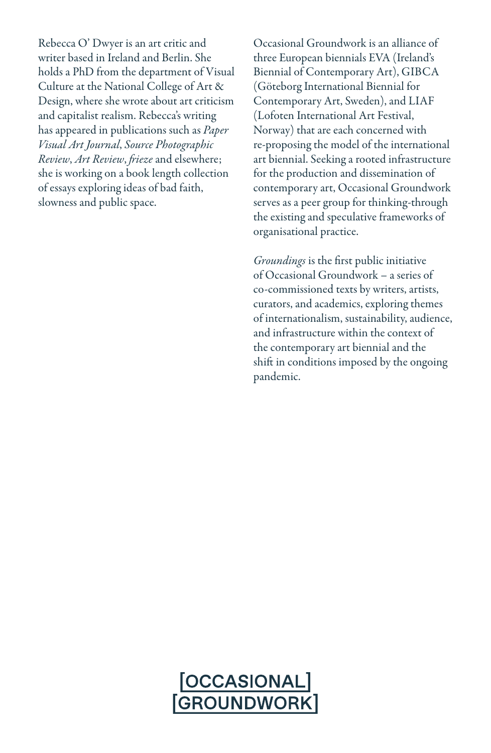Rebecca O' Dwyer is an art critic and writer based in Ireland and Berlin. She holds a PhD from the department of Visual Culture at the National College of Art & Design, where she wrote about art criticism and capitalist realism. Rebecca's writing has appeared in publications such as *Paper Visual Art Journal*, *Source Photographic Review*, *Art Review*, *frieze* and elsewhere; she is working on a book length collection of essays exploring ideas of bad faith, slowness and public space.

Occasional Groundwork is an alliance of three European biennials EVA (Ireland's Biennial of Contemporary Art), GIBCA (Göteborg International Biennial for Contemporary Art, Sweden), and LIAF (Lofoten International Art Festival, Norway) that are each concerned with re-proposing the model of the international art biennial. Seeking a rooted infrastructure for the production and dissemination of contemporary art, Occasional Groundwork serves as a peer group for thinking-through the existing and speculative frameworks of organisational practice.

*Groundings* is the first public initiative of Occasional Groundwork – a series of co-commissioned texts by writers, artists, curators, and academics, exploring themes of internationalism, sustainability, audience, and infrastructure within the context of the contemporary art biennial and the shift in conditions imposed by the ongoing pandemic.

[OCCASIONAL]
[GROUNDWORK]